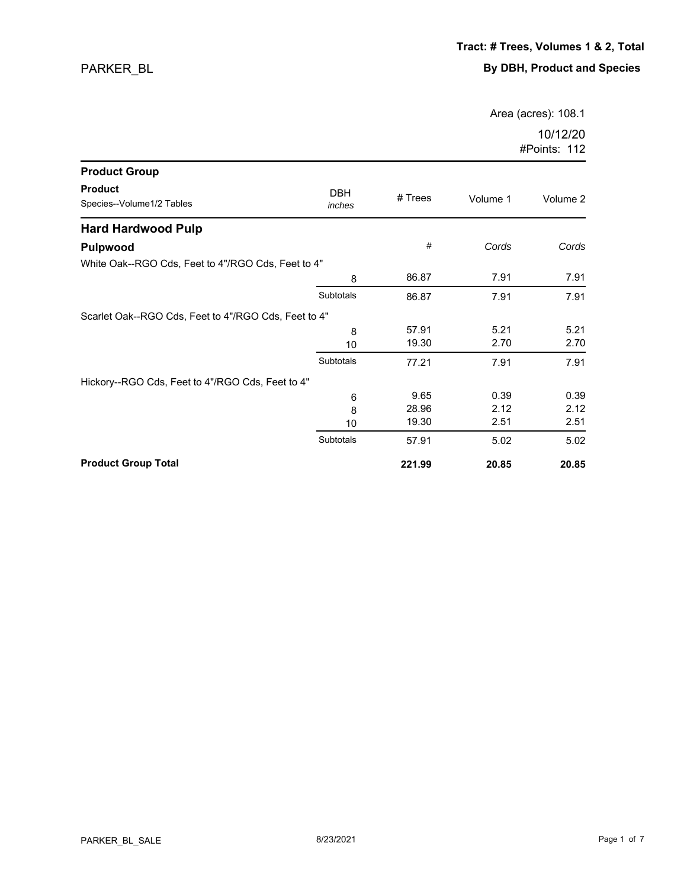PARKER_BL

**Tract: # Trees, Volumes 1 & 2, Total**

**By DBH, Product and Species**

Area (acres): 108.1

10/12/20

#Points: 112

| Product Group / Product / Species--Volume1/2 Tables | DBH *inches* | # Trees | Volume 1 | Volume 2 |
|---|---|---|---|---|
| **Hard Hardwood Pulp** | | | | |
| **Pulpwood** | | # | *Cords* | *Cords* |
| White Oak--RGO Cds, Feet to 4"/RGO Cds, Feet to 4" | | | | |
| | 8 | 86.87 | 7.91 | 7.91 |
| | Subtotals | 86.87 | 7.91 | 7.91 |
| Scarlet Oak--RGO Cds, Feet to 4"/RGO Cds, Feet to 4" | | | | |
| | 8 | 57.91 | 5.21 | 5.21 |
| | 10 | 19.30 | 2.70 | 2.70 |
| | Subtotals | 77.21 | 7.91 | 7.91 |
| Hickory--RGO Cds, Feet to 4"/RGO Cds, Feet to 4" | | | | |
| | 6 | 9.65 | 0.39 | 0.39 |
| | 8 | 28.96 | 2.12 | 2.12 |
| | 10 | 19.30 | 2.51 | 2.51 |
| | Subtotals | 57.91 | 5.02 | 5.02 |
| **Product Group Total** | | **221.99** | **20.85** | **20.85** |

PARKER_BL_SALE 8/23/2021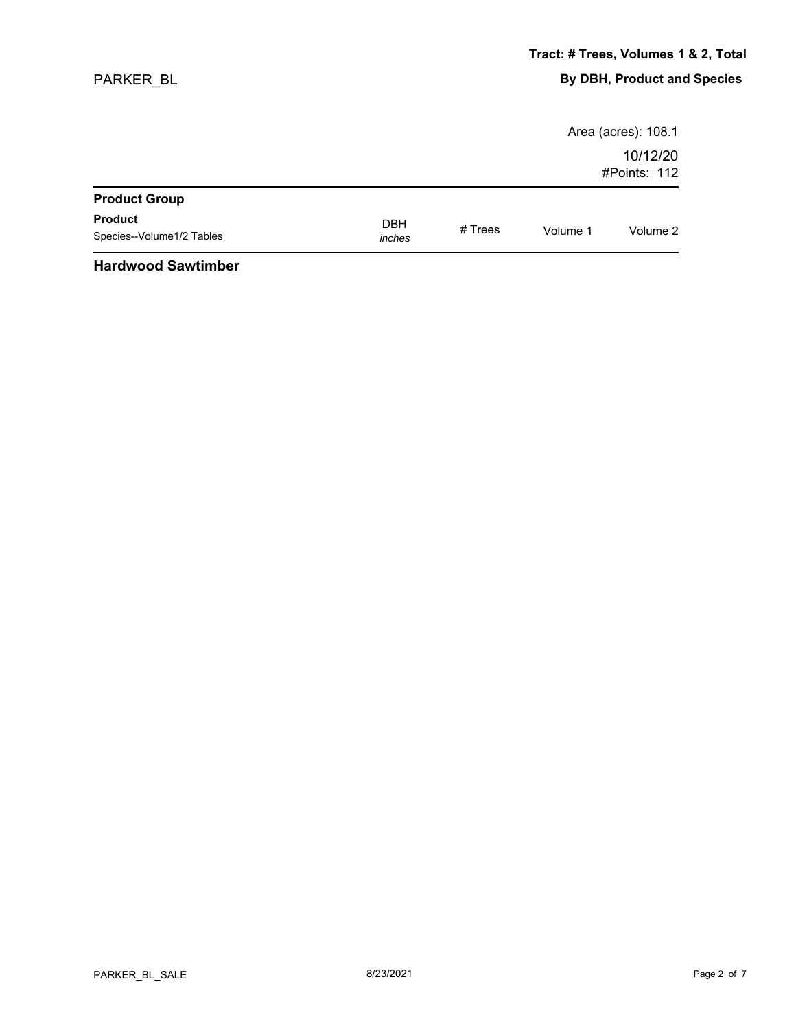## Tract: # Trees, Volumes 1 & 2, Total

## By DBH, Product and Species

PARKER_BL

Area (acres): 108.1

10/12/20

#Points: 112

| Product Group | | | | |
|---|---|---|---|---|
| **Product**<br>Species--Volume1/2 Tables | DBH<br>*inches* | # Trees | Volume 1 | Volume 2 |

**Hardwood Sawtimber**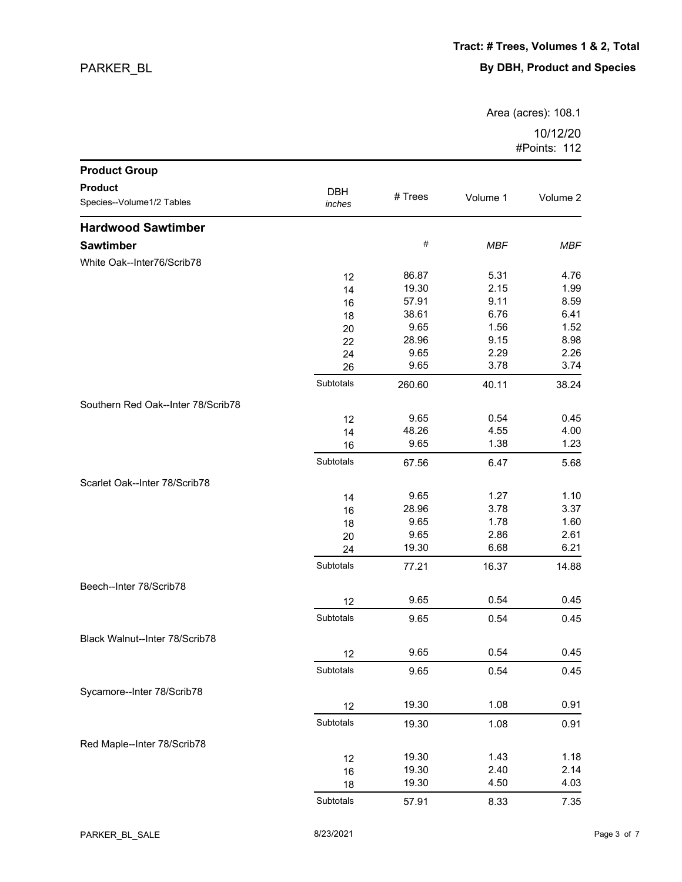# PARKER_BL

**Tract: # Trees, Volumes 1 & 2, Total**

**By DBH, Product and Species**

Area (acres): 108.1

10/12/20

#Points: 112

| Product Group / Product / Species--Volume1/2 Tables | DBH *inches* | # Trees | Volume 1 | Volume 2 |
|---|---|---|---|---|
| **Hardwood Sawtimber** | | | | |
| **Sawtimber** | | *#* | *MBF* | *MBF* |
| White Oak--Inter76/Scrib78 | | | | |
| | 12 | 86.87 | 5.31 | 4.76 |
| | 14 | 19.30 | 2.15 | 1.99 |
| | 16 | 57.91 | 9.11 | 8.59 |
| | 18 | 38.61 | 6.76 | 6.41 |
| | 20 | 9.65 | 1.56 | 1.52 |
| | 22 | 28.96 | 9.15 | 8.98 |
| | 24 | 9.65 | 2.29 | 2.26 |
| | 26 | 9.65 | 3.78 | 3.74 |
| | Subtotals | 260.60 | 40.11 | 38.24 |
| Southern Red Oak--Inter 78/Scrib78 | | | | |
| | 12 | 9.65 | 0.54 | 0.45 |
| | 14 | 48.26 | 4.55 | 4.00 |
| | 16 | 9.65 | 1.38 | 1.23 |
| | Subtotals | 67.56 | 6.47 | 5.68 |
| Scarlet Oak--Inter 78/Scrib78 | | | | |
| | 14 | 9.65 | 1.27 | 1.10 |
| | 16 | 28.96 | 3.78 | 3.37 |
| | 18 | 9.65 | 1.78 | 1.60 |
| | 20 | 9.65 | 2.86 | 2.61 |
| | 24 | 19.30 | 6.68 | 6.21 |
| | Subtotals | 77.21 | 16.37 | 14.88 |
| Beech--Inter 78/Scrib78 | | | | |
| | 12 | 9.65 | 0.54 | 0.45 |
| | Subtotals | 9.65 | 0.54 | 0.45 |
| Black Walnut--Inter 78/Scrib78 | | | | |
| | 12 | 9.65 | 0.54 | 0.45 |
| | Subtotals | 9.65 | 0.54 | 0.45 |
| Sycamore--Inter 78/Scrib78 | | | | |
| | 12 | 19.30 | 1.08 | 0.91 |
| | Subtotals | 19.30 | 1.08 | 0.91 |
| Red Maple--Inter 78/Scrib78 | | | | |
| | 12 | 19.30 | 1.43 | 1.18 |
| | 16 | 19.30 | 2.40 | 2.14 |
| | 18 | 19.30 | 4.50 | 4.03 |
| | Subtotals | 57.91 | 8.33 | 7.35 |

PARKER_BL_SALE 8/23/2021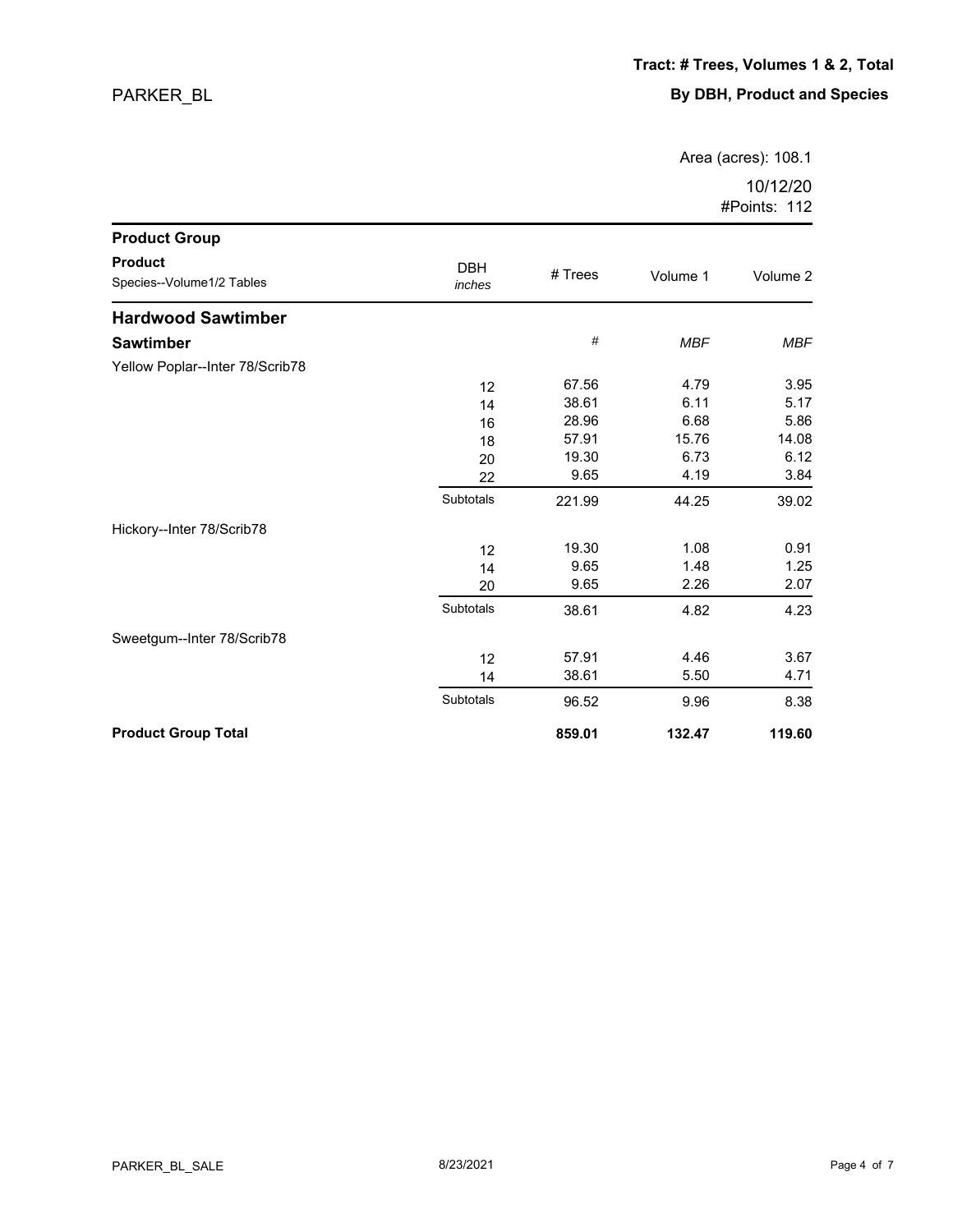PARKER_BL

**Tract: # Trees, Volumes 1 & 2, Total**

**By DBH, Product and Species**

Area (acres): 108.1

10/12/20

#Points: 112

| Product Group<br>Product<br>Species--Volume1/2 Tables | DBH<br>*inches* | # Trees | Volume 1 | Volume 2 |
|---|---|---|---|---|
| **Hardwood Sawtimber** | | | | |
| **Sawtimber** | | *#* | *MBF* | *MBF* |
| Yellow Poplar--Inter 78/Scrib78 | | | | |
| | 12 | 67.56 | 4.79 | 3.95 |
| | 14 | 38.61 | 6.11 | 5.17 |
| | 16 | 28.96 | 6.68 | 5.86 |
| | 18 | 57.91 | 15.76 | 14.08 |
| | 20 | 19.30 | 6.73 | 6.12 |
| | 22 | 9.65 | 4.19 | 3.84 |
| | Subtotals | 221.99 | 44.25 | 39.02 |
| Hickory--Inter 78/Scrib78 | | | | |
| | 12 | 19.30 | 1.08 | 0.91 |
| | 14 | 9.65 | 1.48 | 1.25 |
| | 20 | 9.65 | 2.26 | 2.07 |
| | Subtotals | 38.61 | 4.82 | 4.23 |
| Sweetgum--Inter 78/Scrib78 | | | | |
| | 12 | 57.91 | 4.46 | 3.67 |
| | 14 | 38.61 | 5.50 | 4.71 |
| | Subtotals | 96.52 | 9.96 | 8.38 |
| **Product Group Total** | | **859.01** | **132.47** | **119.60** |

PARKER_BL_SALE 8/23/2021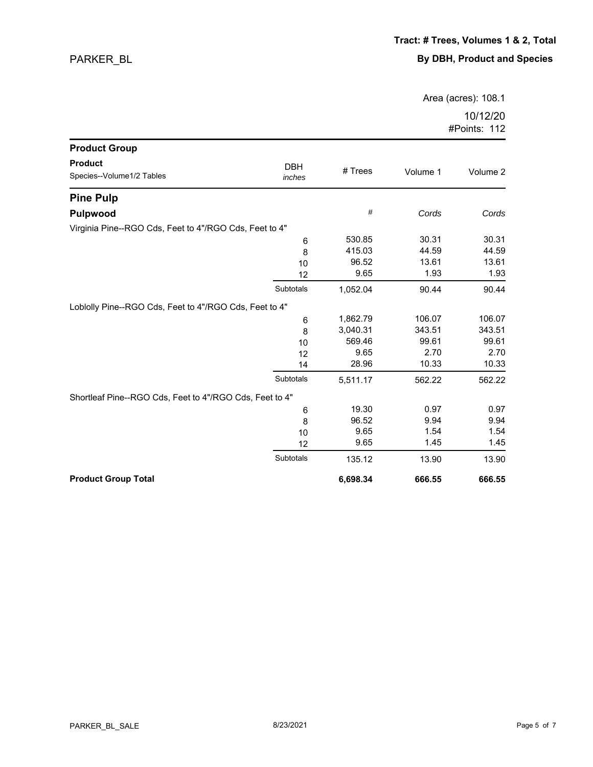PARKER_BL

**Tract: # Trees, Volumes 1 & 2, Total**

**By DBH, Product and Species**

Area (acres): 108.1

10/12/20

#Points: 112

| Product Group<br>Product<br>Species--Volume1/2 Tables | DBH *inches* | # Trees | Volume 1 | Volume 2 |
|---|---|---|---|---|
| **Pine Pulp** | | | | |
| **Pulpwood** | | # | *Cords* | *Cords* |
| Virginia Pine--RGO Cds, Feet to 4"/RGO Cds, Feet to 4" | | | | |
| | 6 | 530.85 | 30.31 | 30.31 |
| | 8 | 415.03 | 44.59 | 44.59 |
| | 10 | 96.52 | 13.61 | 13.61 |
| | 12 | 9.65 | 1.93 | 1.93 |
| | Subtotals | 1,052.04 | 90.44 | 90.44 |
| Loblolly Pine--RGO Cds, Feet to 4"/RGO Cds, Feet to 4" | | | | |
| | 6 | 1,862.79 | 106.07 | 106.07 |
| | 8 | 3,040.31 | 343.51 | 343.51 |
| | 10 | 569.46 | 99.61 | 99.61 |
| | 12 | 9.65 | 2.70 | 2.70 |
| | 14 | 28.96 | 10.33 | 10.33 |
| | Subtotals | 5,511.17 | 562.22 | 562.22 |
| Shortleaf Pine--RGO Cds, Feet to 4"/RGO Cds, Feet to 4" | | | | |
| | 6 | 19.30 | 0.97 | 0.97 |
| | 8 | 96.52 | 9.94 | 9.94 |
| | 10 | 9.65 | 1.54 | 1.54 |
| | 12 | 9.65 | 1.45 | 1.45 |
| | Subtotals | 135.12 | 13.90 | 13.90 |
| **Product Group Total** | | **6,698.34** | **666.55** | **666.55** |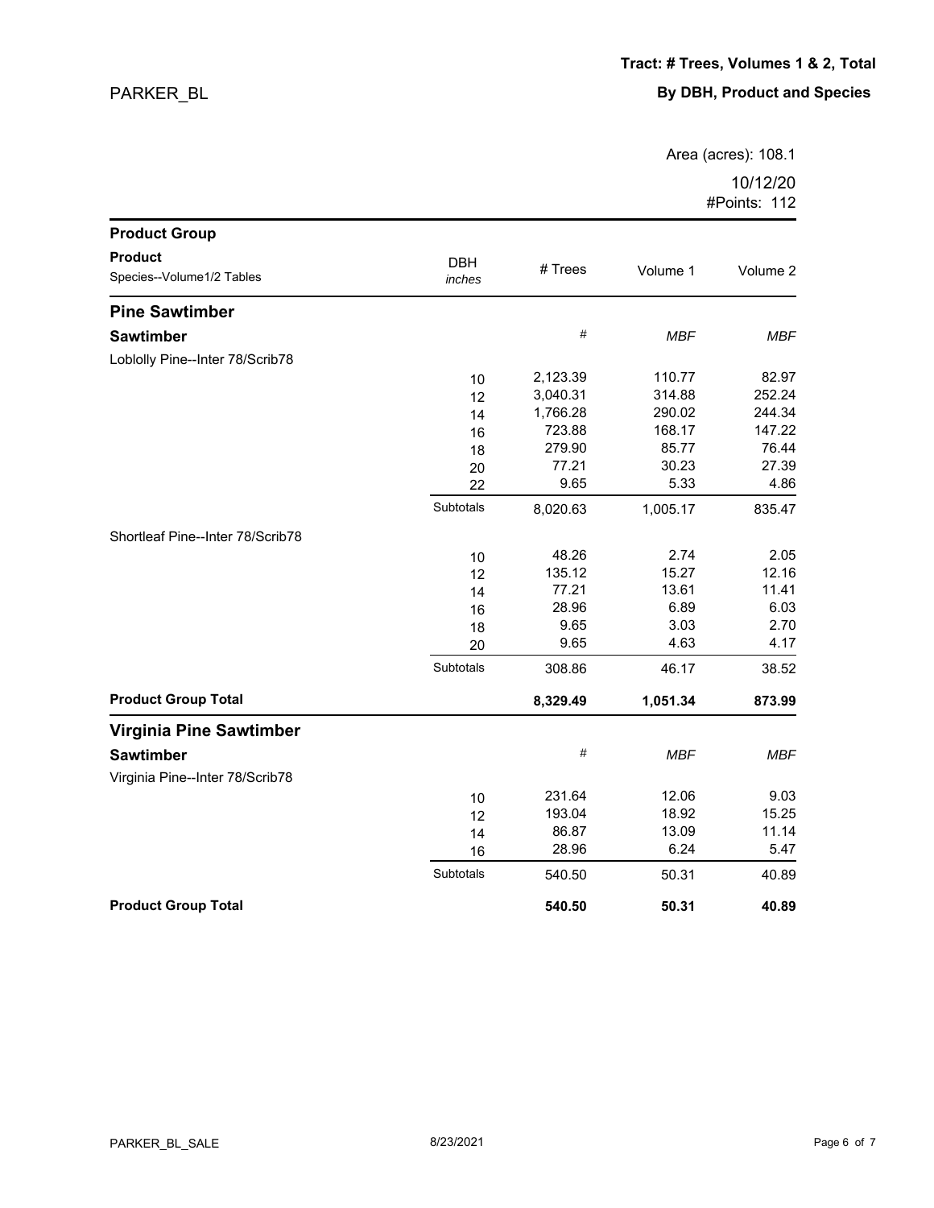PARKER_BL

**Tract: # Trees, Volumes 1 & 2, Total**

**By DBH, Product and Species**

Area (acres): 108.1

10/12/20

#Points: 112

| Product Group / Product / Species--Volume1/2 Tables | DBH *inches* | # Trees | Volume 1 | Volume 2 |
|---|---|---|---|---|
| **Pine Sawtimber** | | | | |
| **Sawtimber** | | # | *MBF* | *MBF* |
| Loblolly Pine--Inter 78/Scrib78 | | | | |
| | 10 | 2,123.39 | 110.77 | 82.97 |
| | 12 | 3,040.31 | 314.88 | 252.24 |
| | 14 | 1,766.28 | 290.02 | 244.34 |
| | 16 | 723.88 | 168.17 | 147.22 |
| | 18 | 279.90 | 85.77 | 76.44 |
| | 20 | 77.21 | 30.23 | 27.39 |
| | 22 | 9.65 | 5.33 | 4.86 |
| | Subtotals | 8,020.63 | 1,005.17 | 835.47 |
| Shortleaf Pine--Inter 78/Scrib78 | | | | |
| | 10 | 48.26 | 2.74 | 2.05 |
| | 12 | 135.12 | 15.27 | 12.16 |
| | 14 | 77.21 | 13.61 | 11.41 |
| | 16 | 28.96 | 6.89 | 6.03 |
| | 18 | 9.65 | 3.03 | 2.70 |
| | 20 | 9.65 | 4.63 | 4.17 |
| | Subtotals | 308.86 | 46.17 | 38.52 |
| **Product Group Total** | | **8,329.49** | **1,051.34** | **873.99** |
| **Virginia Pine Sawtimber** | | | | |
| **Sawtimber** | | # | *MBF* | *MBF* |
| Virginia Pine--Inter 78/Scrib78 | | | | |
| | 10 | 231.64 | 12.06 | 9.03 |
| | 12 | 193.04 | 18.92 | 15.25 |
| | 14 | 86.87 | 13.09 | 11.14 |
| | 16 | 28.96 | 6.24 | 5.47 |
| | Subtotals | 540.50 | 50.31 | 40.89 |
| **Product Group Total** | | **540.50** | **50.31** | **40.89** |

PARKER_BL_SALE 8/23/2021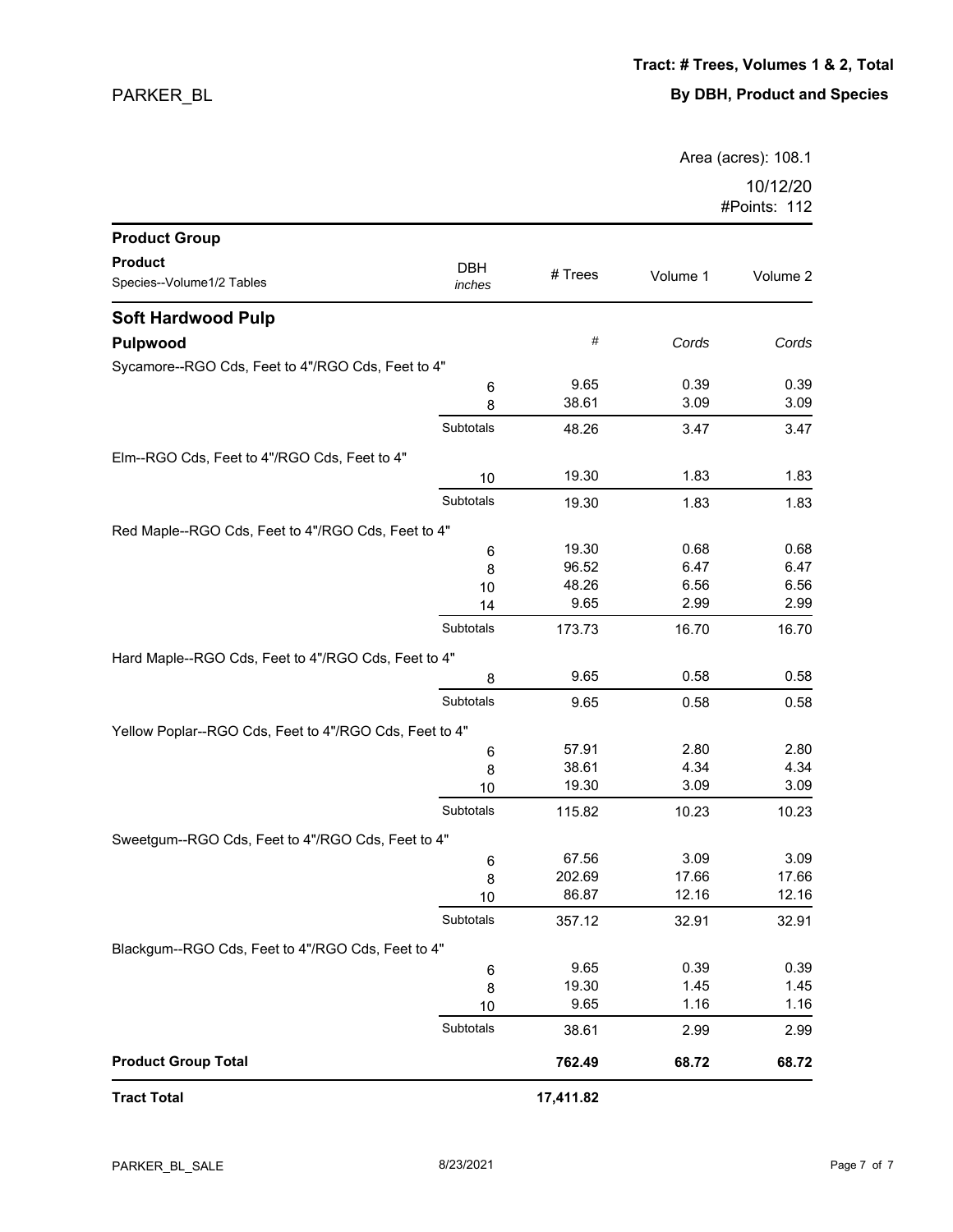PARKER_BL

**Tract: # Trees, Volumes 1 & 2, Total**

**By DBH, Product and Species**

Area (acres): 108.1

10/12/20

#Points: 112

| Product Group<br>Product<br>Species--Volume1/2 Tables | DBH *inches* | # Trees | Volume 1 | Volume 2 |
|---|---|---|---|---|
| **Soft Hardwood Pulp** | | | | |
| **Pulpwood** | | # | *Cords* | *Cords* |
| Sycamore--RGO Cds, Feet to 4"/RGO Cds, Feet to 4" | | | | |
| | 6 | 9.65 | 0.39 | 0.39 |
| | 8 | 38.61 | 3.09 | 3.09 |
| | Subtotals | 48.26 | 3.47 | 3.47 |
| Elm--RGO Cds, Feet to 4"/RGO Cds, Feet to 4" | | | | |
| | 10 | 19.30 | 1.83 | 1.83 |
| | Subtotals | 19.30 | 1.83 | 1.83 |
| Red Maple--RGO Cds, Feet to 4"/RGO Cds, Feet to 4" | | | | |
| | 6 | 19.30 | 0.68 | 0.68 |
| | 8 | 96.52 | 6.47 | 6.47 |
| | 10 | 48.26 | 6.56 | 6.56 |
| | 14 | 9.65 | 2.99 | 2.99 |
| | Subtotals | 173.73 | 16.70 | 16.70 |
| Hard Maple--RGO Cds, Feet to 4"/RGO Cds, Feet to 4" | | | | |
| | 8 | 9.65 | 0.58 | 0.58 |
| | Subtotals | 9.65 | 0.58 | 0.58 |
| Yellow Poplar--RGO Cds, Feet to 4"/RGO Cds, Feet to 4" | | | | |
| | 6 | 57.91 | 2.80 | 2.80 |
| | 8 | 38.61 | 4.34 | 4.34 |
| | 10 | 19.30 | 3.09 | 3.09 |
| | Subtotals | 115.82 | 10.23 | 10.23 |
| Sweetgum--RGO Cds, Feet to 4"/RGO Cds, Feet to 4" | | | | |
| | 6 | 67.56 | 3.09 | 3.09 |
| | 8 | 202.69 | 17.66 | 17.66 |
| | 10 | 86.87 | 12.16 | 12.16 |
| | Subtotals | 357.12 | 32.91 | 32.91 |
| Blackgum--RGO Cds, Feet to 4"/RGO Cds, Feet to 4" | | | | |
| | 6 | 9.65 | 0.39 | 0.39 |
| | 8 | 19.30 | 1.45 | 1.45 |
| | 10 | 9.65 | 1.16 | 1.16 |
| | Subtotals | 38.61 | 2.99 | 2.99 |
| **Product Group Total** | | **762.49** | **68.72** | **68.72** |
| **Tract Total** | | **17,411.82** | | |

PARKER_BL_SALE 8/23/2021